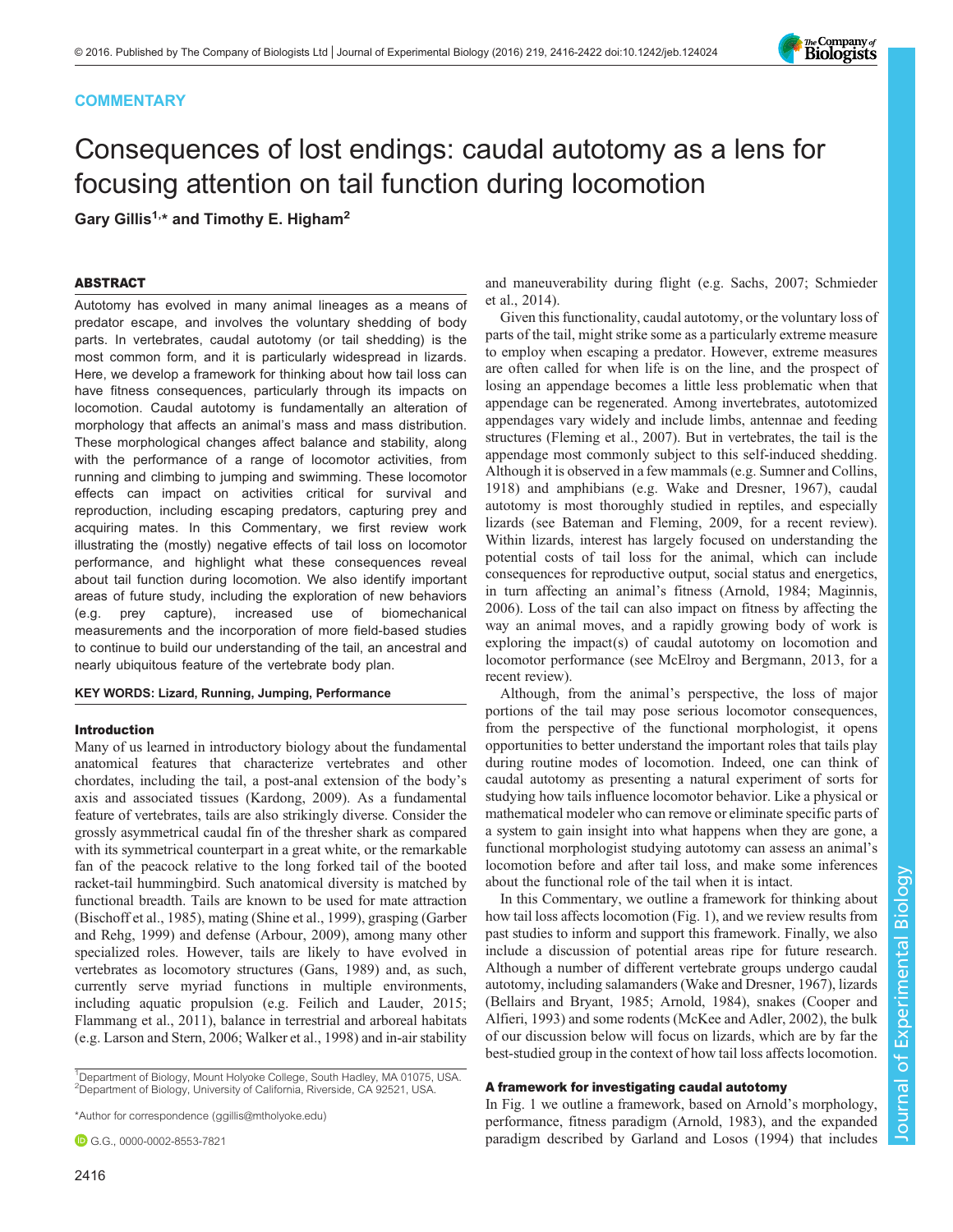COMMENTARY

# Consequences of lost endings: caudal autotomy as a lens for focusing attention on tail function during locomotion

Gary Gillis[1,*] and Timothy E. Higham[2]

## ABSTRACT

Autotomy has evolved in many animal lineages as a means of predator escape, and involves the voluntary shedding of body parts. In vertebrates, caudal autotomy (or tail shedding) is the most common form, and it is particularly widespread in lizards. Here, we develop a framework for thinking about how tail loss can have fitness consequences, particularly through its impacts on locomotion. Caudal autotomy is fundamentally an alteration of morphology that affects an animal's mass and mass distribution. These morphological changes affect balance and stability, along with the performance of a range of locomotor activities, from running and climbing to jumping and swimming. These locomotor effects can impact on activities critical for survival and reproduction, including escaping predators, capturing prey and acquiring mates. In this Commentary, we first review work illustrating the (mostly) negative effects of tail loss on locomotor performance, and highlight what these consequences reveal about tail function during locomotion. We also identify important areas of future study, including the exploration of new behaviors (e.g. prey capture), increased use of biomechanical measurements and the incorporation of more field-based studies to continue to build our understanding of the tail, an ancestral and nearly ubiquitous feature of the vertebrate body plan.

**KEY WORDS: Lizard, Running, Jumping, Performance**

## Introduction

Many of us learned in introductory biology about the fundamental anatomical features that characterize vertebrates and other chordates, including the tail, a post-anal extension of the body's axis and associated tissues (Kardong, 2009). As a fundamental feature of vertebrates, tails are also strikingly diverse. Consider the grossly asymmetrical caudal fin of the thresher shark as compared with its symmetrical counterpart in a great white, or the remarkable fan of the peacock relative to the long forked tail of the booted racket-tail hummingbird. Such anatomical diversity is matched by functional breadth. Tails are known to be used for mate attraction (Bischoff et al., 1985), mating (Shine et al., 1999), grasping (Garber and Rehg, 1999) and defense (Arbour, 2009), among many other specialized roles. However, tails are likely to have evolved in vertebrates as locomotory structures (Gans, 1989) and, as such, currently serve myriad functions in multiple environments, including aquatic propulsion (e.g. Feilich and Lauder, 2015; Flammang et al., 2011), balance in terrestrial and arboreal habitats (e.g. Larson and Stern, 2006; Walker et al., 1998) and in-air stability and maneuverability during flight (e.g. Sachs, 2007; Schmieder et al., 2014).

Given this functionality, caudal autotomy, or the voluntary loss of parts of the tail, might strike some as a particularly extreme measure to employ when escaping a predator. However, extreme measures are often called for when life is on the line, and the prospect of losing an appendage becomes a little less problematic when that appendage can be regenerated. Among invertebrates, autotomized appendages vary widely and include limbs, antennae and feeding structures (Fleming et al., 2007). But in vertebrates, the tail is the appendage most commonly subject to this self-induced shedding. Although it is observed in a few mammals (e.g. Sumner and Collins, 1918) and amphibians (e.g. Wake and Dresner, 1967), caudal autotomy is most thoroughly studied in reptiles, and especially lizards (see Bateman and Fleming, 2009, for a recent review). Within lizards, interest has largely focused on understanding the potential costs of tail loss for the animal, which can include consequences for reproductive output, social status and energetics, in turn affecting an animal's fitness (Arnold, 1984; Maginnis, 2006). Loss of the tail can also impact on fitness by affecting the way an animal moves, and a rapidly growing body of work is exploring the impact(s) of caudal autotomy on locomotion and locomotor performance (see McElroy and Bergmann, 2013, for a recent review).

Although, from the animal's perspective, the loss of major portions of the tail may pose serious locomotor consequences, from the perspective of the functional morphologist, it opens opportunities to better understand the important roles that tails play during routine modes of locomotion. Indeed, one can think of caudal autotomy as presenting a natural experiment of sorts for studying how tails influence locomotor behavior. Like a physical or mathematical modeler who can remove or eliminate specific parts of a system to gain insight into what happens when they are gone, a functional morphologist studying autotomy can assess an animal's locomotion before and after tail loss, and make some inferences about the functional role of the tail when it is intact.

In this Commentary, we outline a framework for thinking about how tail loss affects locomotion (Fig. 1), and we review results from past studies to inform and support this framework. Finally, we also include a discussion of potential areas ripe for future research. Although a number of different vertebrate groups undergo caudal autotomy, including salamanders (Wake and Dresner, 1967), lizards (Bellairs and Bryant, 1985; Arnold, 1984), snakes (Cooper and Alfieri, 1993) and some rodents (McKee and Adler, 2002), the bulk of our discussion below will focus on lizards, which are by far the best-studied group in the context of how tail loss affects locomotion.

## A framework for investigating caudal autotomy

In Fig. 1 we outline a framework, based on Arnold's morphology, performance, fitness paradigm (Arnold, 1983), and the expanded paradigm described by Garland and Losos (1994) that includes

[1]Department of Biology, Mount Holyoke College, South Hadley, MA 01075, USA.
[2]Department of Biology, University of California, Riverside, CA 92521, USA.

*Author for correspondence (ggillis@mtholyoke.edu)

G.G., 0000-0002-8553-7821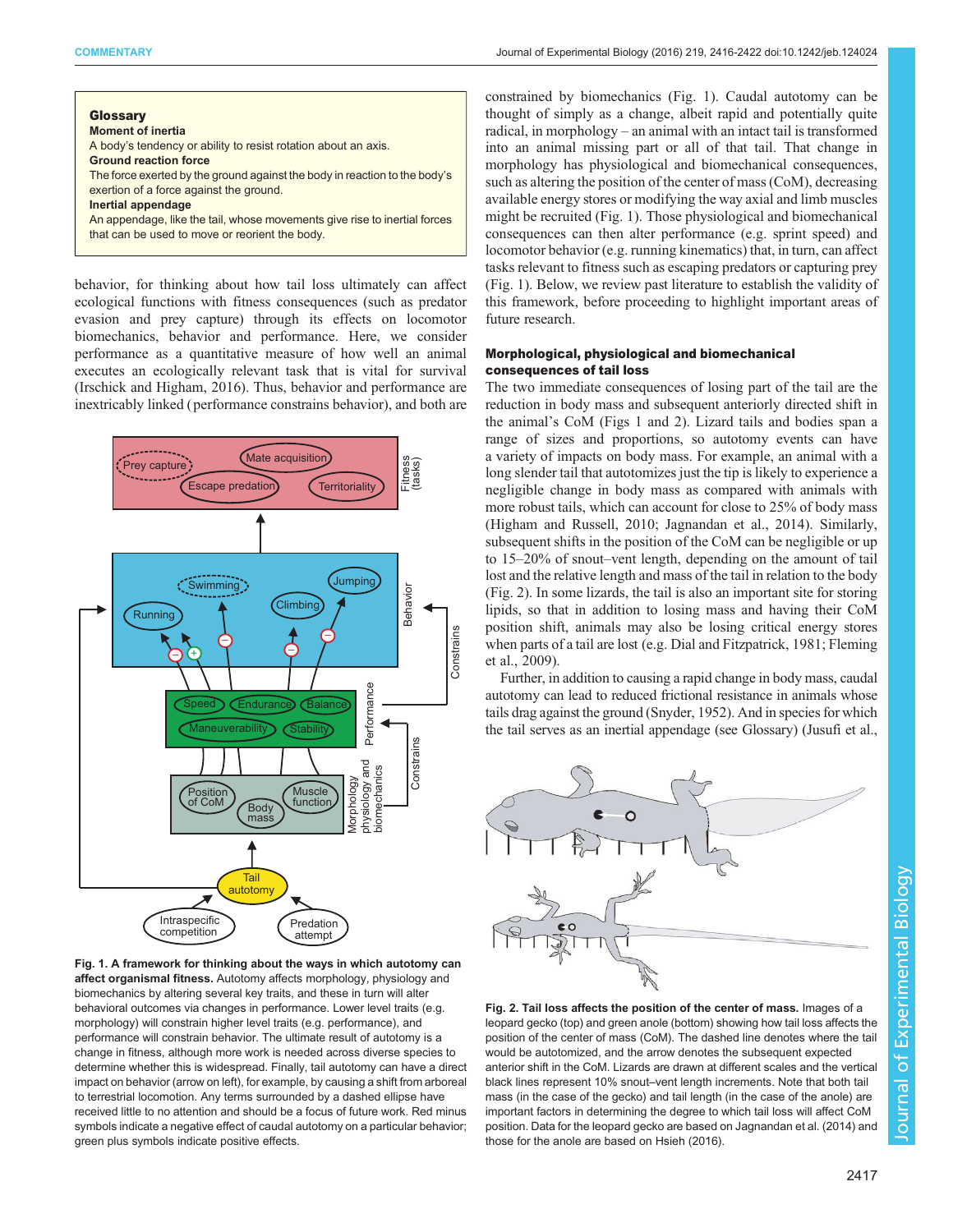**Glossary**

**Moment of inertia**
A body's tendency or ability to resist rotation about an axis.

**Ground reaction force**
The force exerted by the ground against the body in reaction to the body's exertion of a force against the ground.

**Inertial appendage**
An appendage, like the tail, whose movements give rise to inertial forces that can be used to move or reorient the body.

behavior, for thinking about how tail loss ultimately can affect ecological functions with fitness consequences (such as predator evasion and prey capture) through its effects on locomotor biomechanics, behavior and performance. Here, we consider performance as a quantitative measure of how well an animal executes an ecologically relevant task that is vital for survival (Irschick and Higham, 2016). Thus, behavior and performance are inextricably linked (performance constrains behavior), and both are constrained by biomechanics (Fig. 1). Caudal autotomy can be thought of simply as a change, albeit rapid and potentially quite radical, in morphology – an animal with an intact tail is transformed into an animal missing part or all of that tail. That change in morphology has physiological and biomechanical consequences, such as altering the position of the center of mass (CoM), decreasing available energy stores or modifying the way axial and limb muscles might be recruited (Fig. 1). Those physiological and biomechanical consequences can then alter performance (e.g. sprint speed) and locomotor behavior (e.g. running kinematics) that, in turn, can affect tasks relevant to fitness such as escaping predators or capturing prey (Fig. 1). Below, we review past literature to establish the validity of this framework, before proceeding to highlight important areas of future research.

**Fig. 1. A framework for thinking about the ways in which autotomy can affect organismal fitness.** Autotomy affects morphology, physiology and biomechanics by altering several key traits, and these in turn will alter behavioral outcomes via changes in performance. Lower level traits (e.g. morphology) will constrain higher level traits (e.g. performance), and performance will constrain behavior. The ultimate result of autotomy is a change in fitness, although more work is needed across diverse species to determine whether this is widespread. Finally, tail autotomy can have a direct impact on behavior (arrow on left), for example, by causing a shift from arboreal to terrestrial locomotion. Any terms surrounded by a dashed ellipse have received little to no attention and should be a focus of future work. Red minus symbols indicate a negative effect of caudal autotomy on a particular behavior; green plus symbols indicate positive effects.

## Morphological, physiological and biomechanical consequences of tail loss

The two immediate consequences of losing part of the tail are the reduction in body mass and subsequent anteriorly directed shift in the animal's CoM (Figs 1 and 2). Lizard tails and bodies span a range of sizes and proportions, so autotomy events can have a variety of impacts on body mass. For example, an animal with a long slender tail that autotomizes just the tip is likely to experience a negligible change in body mass as compared with animals with more robust tails, which can account for close to 25% of body mass (Higham and Russell, 2010; Jagnandan et al., 2014). Similarly, subsequent shifts in the position of the CoM can be negligible or up to 15–20% of snout–vent length, depending on the amount of tail lost and the relative length and mass of the tail in relation to the body (Fig. 2). In some lizards, the tail is also an important site for storing lipids, so that in addition to losing mass and having their CoM position shift, animals may also be losing critical energy stores when parts of a tail are lost (e.g. Dial and Fitzpatrick, 1981; Fleming et al., 2009).

Further, in addition to causing a rapid change in body mass, caudal autotomy can lead to reduced frictional resistance in animals whose tails drag against the ground (Snyder, 1952). And in species for which the tail serves as an inertial appendage (see Glossary) (Jusufi et al.,

**Fig. 2. Tail loss affects the position of the center of mass.** Images of a leopard gecko (top) and green anole (bottom) showing how tail loss affects the position of the center of mass (CoM). The dashed line denotes where the tail would be autotomized, and the arrow denotes the subsequent expected anterior shift in the CoM. Lizards are drawn at different scales and the vertical black lines represent 10% snout–vent length increments. Note that both tail mass (in the case of the gecko) and tail length (in the case of the anole) are important factors in determining the degree to which tail loss will affect CoM position. Data for the leopard gecko are based on Jagnandan et al. (2014) and those for the anole are based on Hsieh (2016).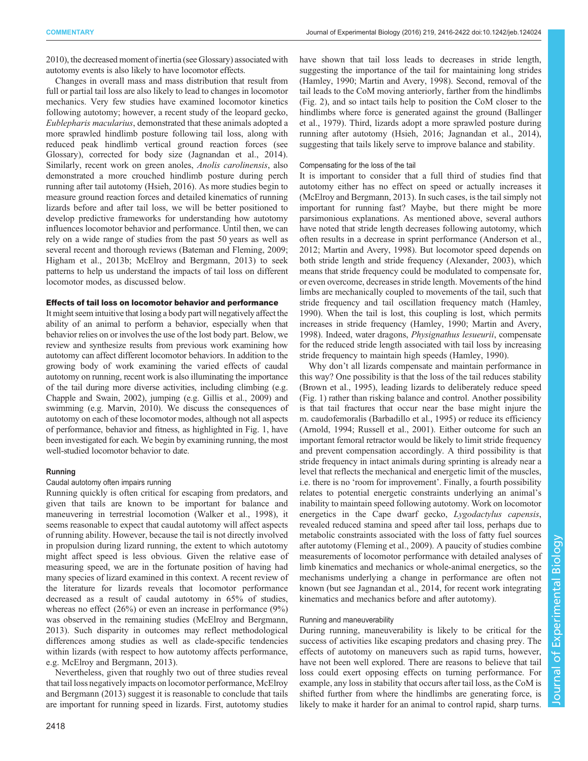2010), the decreased moment of inertia (see Glossary) associated with autotomy events is also likely to have locomotor effects.

Changes in overall mass and mass distribution that result from full or partial tail loss are also likely to lead to changes in locomotor mechanics. Very few studies have examined locomotor kinetics following autotomy; however, a recent study of the leopard gecko, *Eublepharis macularius*, demonstrated that these animals adopted a more sprawled hindlimb posture following tail loss, along with reduced peak hindlimb vertical ground reaction forces (see Glossary), corrected for body size (Jagnandan et al., 2014). Similarly, recent work on green anoles, *Anolis carolinensis*, also demonstrated a more crouched hindlimb posture during perch running after tail autotomy (Hsieh, 2016). As more studies begin to measure ground reaction forces and detailed kinematics of running lizards before and after tail loss, we will be better positioned to develop predictive frameworks for understanding how autotomy influences locomotor behavior and performance. Until then, we can rely on a wide range of studies from the past 50 years as well as several recent and thorough reviews (Bateman and Fleming, 2009; Higham et al., 2013b; McElroy and Bergmann, 2013) to seek patterns to help us understand the impacts of tail loss on different locomotor modes, as discussed below.

## Effects of tail loss on locomotor behavior and performance

It might seem intuitive that losing a body part will negatively affect the ability of an animal to perform a behavior, especially when that behavior relies on or involves the use of the lost body part. Below, we review and synthesize results from previous work examining how autotomy can affect different locomotor behaviors. In addition to the growing body of work examining the varied effects of caudal autotomy on running, recent work is also illuminating the importance of the tail during more diverse activities, including climbing (e.g. Chapple and Swain, 2002), jumping (e.g. Gillis et al., 2009) and swimming (e.g. Marvin, 2010). We discuss the consequences of autotomy on each of these locomotor modes, although not all aspects of performance, behavior and fitness, as highlighted in Fig. 1, have been investigated for each. We begin by examining running, the most well-studied locomotor behavior to date.

### Running

#### Caudal autotomy often impairs running

Running quickly is often critical for escaping from predators, and given that tails are known to be important for balance and maneuvering in terrestrial locomotion (Walker et al., 1998), it seems reasonable to expect that caudal autotomy will affect aspects of running ability. However, because the tail is not directly involved in propulsion during lizard running, the extent to which autotomy might affect speed is less obvious. Given the relative ease of measuring speed, we are in the fortunate position of having had many species of lizard examined in this context. A recent review of the literature for lizards reveals that locomotor performance decreased as a result of caudal autotomy in 65% of studies, whereas no effect (26%) or even an increase in performance (9%) was observed in the remaining studies (McElroy and Bergmann, 2013). Such disparity in outcomes may reflect methodological differences among studies as well as clade-specific tendencies within lizards (with respect to how autotomy affects performance, e.g. McElroy and Bergmann, 2013).

Nevertheless, given that roughly two out of three studies reveal that tail loss negatively impacts on locomotor performance, McElroy and Bergmann (2013) suggest it is reasonable to conclude that tails are important for running speed in lizards. First, autotomy studies have shown that tail loss leads to decreases in stride length, suggesting the importance of the tail for maintaining long strides (Hamley, 1990; Martin and Avery, 1998). Second, removal of the tail leads to the CoM moving anteriorly, farther from the hindlimbs (Fig. 2), and so intact tails help to position the CoM closer to the hindlimbs where force is generated against the ground (Ballinger et al., 1979). Third, lizards adopt a more sprawled posture during running after autotomy (Hsieh, 2016; Jagnandan et al., 2014), suggesting that tails likely serve to improve balance and stability.

#### Compensating for the loss of the tail

It is important to consider that a full third of studies find that autotomy either has no effect on speed or actually increases it (McElroy and Bergmann, 2013). In such cases, is the tail simply not important for running fast? Maybe, but there might be more parsimonious explanations. As mentioned above, several authors have noted that stride length decreases following autotomy, which often results in a decrease in sprint performance (Anderson et al., 2012; Martin and Avery, 1998). But locomotor speed depends on both stride length and stride frequency (Alexander, 2003), which means that stride frequency could be modulated to compensate for, or even overcome, decreases in stride length. Movements of the hind limbs are mechanically coupled to movements of the tail, such that stride frequency and tail oscillation frequency match (Hamley, 1990). When the tail is lost, this coupling is lost, which permits increases in stride frequency (Hamley, 1990; Martin and Avery, 1998). Indeed, water dragons, *Physignathus lesueurii*, compensate for the reduced stride length associated with tail loss by increasing stride frequency to maintain high speeds (Hamley, 1990).

Why don't all lizards compensate and maintain performance in this way? One possibility is that the loss of the tail reduces stability (Brown et al., 1995), leading lizards to deliberately reduce speed (Fig. 1) rather than risking balance and control. Another possibility is that tail fractures that occur near the base might injure the m. caudofemoralis (Barbadillo et al., 1995) or reduce its efficiency (Arnold, 1994; Russell et al., 2001). Either outcome for such an important femoral retractor would be likely to limit stride frequency and prevent compensation accordingly. A third possibility is that stride frequency in intact animals during sprinting is already near a level that reflects the mechanical and energetic limit of the muscles, i.e. there is no 'room for improvement'. Finally, a fourth possibility relates to potential energetic constraints underlying an animal's inability to maintain speed following autotomy. Work on locomotor energetics in the Cape dwarf gecko, *Lygodactylus capensis*, revealed reduced stamina and speed after tail loss, perhaps due to metabolic constraints associated with the loss of fatty fuel sources after autotomy (Fleming et al., 2009). A paucity of studies combine measurements of locomotor performance with detailed analyses of limb kinematics and mechanics or whole-animal energetics, so the mechanisms underlying a change in performance are often not known (but see Jagnandan et al., 2014, for recent work integrating kinematics and mechanics before and after autotomy).

#### Running and maneuverability

During running, maneuverability is likely to be critical for the success of activities like escaping predators and chasing prey. The effects of autotomy on maneuvers such as rapid turns, however, have not been well explored. There are reasons to believe that tail loss could exert opposing effects on turning performance. For example, any loss in stability that occurs after tail loss, as the CoM is shifted further from where the hindlimbs are generating force, is likely to make it harder for an animal to control rapid, sharp turns.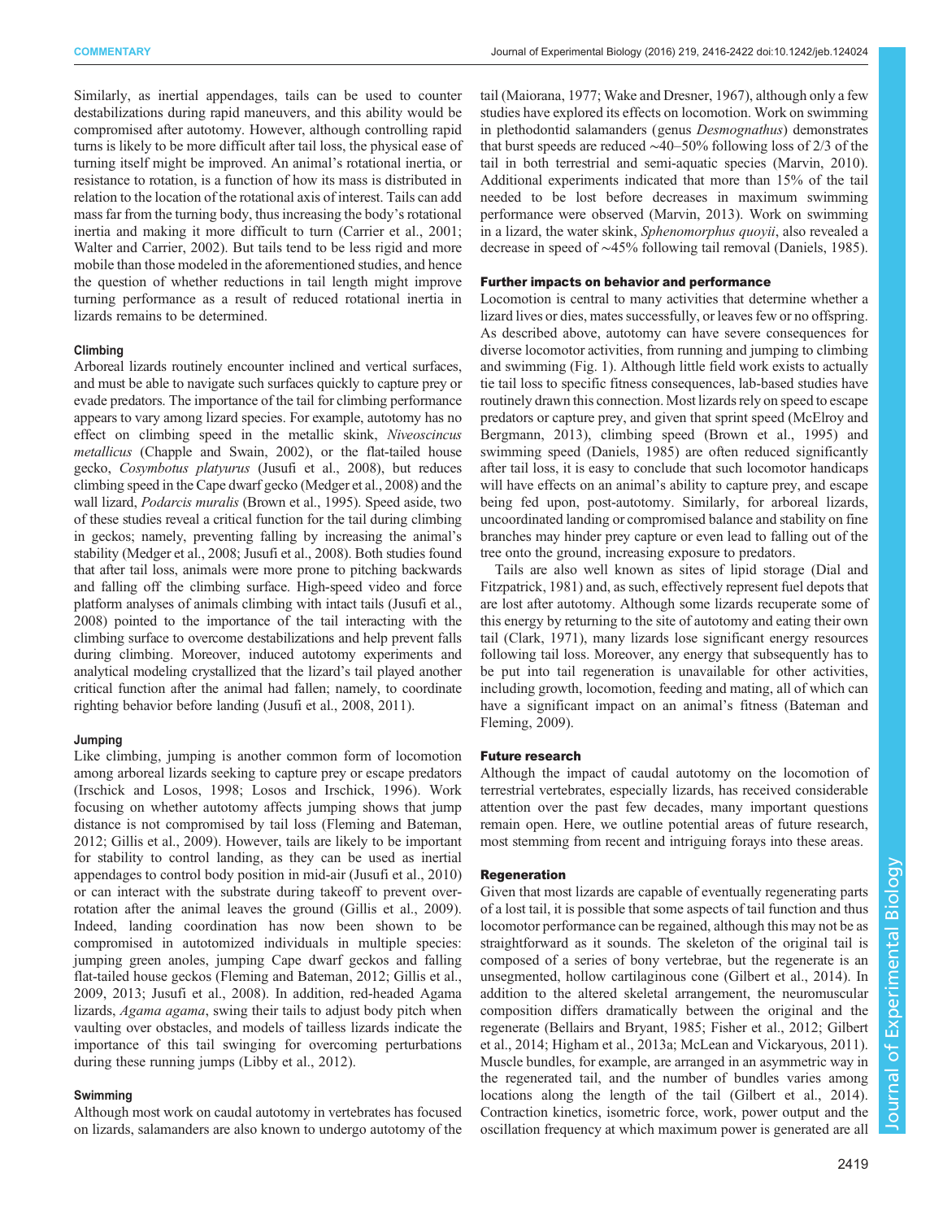Similarly, as inertial appendages, tails can be used to counter destabilizations during rapid maneuvers, and this ability would be compromised after autotomy. However, although controlling rapid turns is likely to be more difficult after tail loss, the physical ease of turning itself might be improved. An animal's rotational inertia, or resistance to rotation, is a function of how its mass is distributed in relation to the location of the rotational axis of interest. Tails can add mass far from the turning body, thus increasing the body's rotational inertia and making it more difficult to turn (Carrier et al., 2001; Walter and Carrier, 2002). But tails tend to be less rigid and more mobile than those modeled in the aforementioned studies, and hence the question of whether reductions in tail length might improve turning performance as a result of reduced rotational inertia in lizards remains to be determined.

#### Climbing

Arboreal lizards routinely encounter inclined and vertical surfaces, and must be able to navigate such surfaces quickly to capture prey or evade predators. The importance of the tail for climbing performance appears to vary among lizard species. For example, autotomy has no effect on climbing speed in the metallic skink, *Niveoscincus metallicus* (Chapple and Swain, 2002), or the flat-tailed house gecko, *Cosymbotus platyurus* (Jusufi et al., 2008), but reduces climbing speed in the Cape dwarf gecko (Medger et al., 2008) and the wall lizard, *Podarcis muralis* (Brown et al., 1995). Speed aside, two of these studies reveal a critical function for the tail during climbing in geckos; namely, preventing falling by increasing the animal's stability (Medger et al., 2008; Jusufi et al., 2008). Both studies found that after tail loss, animals were more prone to pitching backwards and falling off the climbing surface. High-speed video and force platform analyses of animals climbing with intact tails (Jusufi et al., 2008) pointed to the importance of the tail interacting with the climbing surface to overcome destabilizations and help prevent falls during climbing. Moreover, induced autotomy experiments and analytical modeling crystallized that the lizard's tail played another critical function after the animal had fallen; namely, to coordinate righting behavior before landing (Jusufi et al., 2008, 2011).

#### Jumping

Like climbing, jumping is another common form of locomotion among arboreal lizards seeking to capture prey or escape predators (Irschick and Losos, 1998; Losos and Irschick, 1996). Work focusing on whether autotomy affects jumping shows that jump distance is not compromised by tail loss (Fleming and Bateman, 2012; Gillis et al., 2009). However, tails are likely to be important for stability to control landing, as they can be used as inertial appendages to control body position in mid-air (Jusufi et al., 2010) or can interact with the substrate during takeoff to prevent over-rotation after the animal leaves the ground (Gillis et al., 2009). Indeed, landing coordination has now been shown to be compromised in autotomized individuals in multiple species: jumping green anoles, jumping Cape dwarf geckos and falling flat-tailed house geckos (Fleming and Bateman, 2012; Gillis et al., 2009, 2013; Jusufi et al., 2008). In addition, red-headed Agama lizards, *Agama agama*, swing their tails to adjust body pitch when vaulting over obstacles, and models of tailless lizards indicate the importance of this tail swinging for overcoming perturbations during these running jumps (Libby et al., 2012).

#### Swimming

Although most work on caudal autotomy in vertebrates has focused on lizards, salamanders are also known to undergo autotomy of the tail (Maiorana, 1977; Wake and Dresner, 1967), although only a few studies have explored its effects on locomotion. Work on swimming in plethodontid salamanders (genus *Desmognathus*) demonstrates that burst speeds are reduced ∼40–50% following loss of 2/3 of the tail in both terrestrial and semi-aquatic species (Marvin, 2010). Additional experiments indicated that more than 15% of the tail needed to be lost before decreases in maximum swimming performance were observed (Marvin, 2013). Work on swimming in a lizard, the water skink, *Sphenomorphus quoyii*, also revealed a decrease in speed of ∼45% following tail removal (Daniels, 1985).

### Further impacts on behavior and performance

Locomotion is central to many activities that determine whether a lizard lives or dies, mates successfully, or leaves few or no offspring. As described above, autotomy can have severe consequences for diverse locomotor activities, from running and jumping to climbing and swimming (Fig. 1). Although little field work exists to actually tie tail loss to specific fitness consequences, lab-based studies have routinely drawn this connection. Most lizards rely on speed to escape predators or capture prey, and given that sprint speed (McElroy and Bergmann, 2013), climbing speed (Brown et al., 1995) and swimming speed (Daniels, 1985) are often reduced significantly after tail loss, it is easy to conclude that such locomotor handicaps will have effects on an animal's ability to capture prey, and escape being fed upon, post-autotomy. Similarly, for arboreal lizards, uncoordinated landing or compromised balance and stability on fine branches may hinder prey capture or even lead to falling out of the tree onto the ground, increasing exposure to predators.

Tails are also well known as sites of lipid storage (Dial and Fitzpatrick, 1981) and, as such, effectively represent fuel depots that are lost after autotomy. Although some lizards recuperate some of this energy by returning to the site of autotomy and eating their own tail (Clark, 1971), many lizards lose significant energy resources following tail loss. Moreover, any energy that subsequently has to be put into tail regeneration is unavailable for other activities, including growth, locomotion, feeding and mating, all of which can have a significant impact on an animal's fitness (Bateman and Fleming, 2009).

### Future research

Although the impact of caudal autotomy on the locomotion of terrestrial vertebrates, especially lizards, has received considerable attention over the past few decades, many important questions remain open. Here, we outline potential areas of future research, most stemming from recent and intriguing forays into these areas.

#### Regeneration

Given that most lizards are capable of eventually regenerating parts of a lost tail, it is possible that some aspects of tail function and thus locomotor performance can be regained, although this may not be as straightforward as it sounds. The skeleton of the original tail is composed of a series of bony vertebrae, but the regenerate is an unsegmented, hollow cartilaginous cone (Gilbert et al., 2014). In addition to the altered skeletal arrangement, the neuromuscular composition differs dramatically between the original and the regenerate (Bellairs and Bryant, 1985; Fisher et al., 2012; Gilbert et al., 2014; Higham et al., 2013a; McLean and Vickaryous, 2011). Muscle bundles, for example, are arranged in an asymmetric way in the regenerated tail, and the number of bundles varies among locations along the length of the tail (Gilbert et al., 2014). Contraction kinetics, isometric force, work, power output and the oscillation frequency at which maximum power is generated are all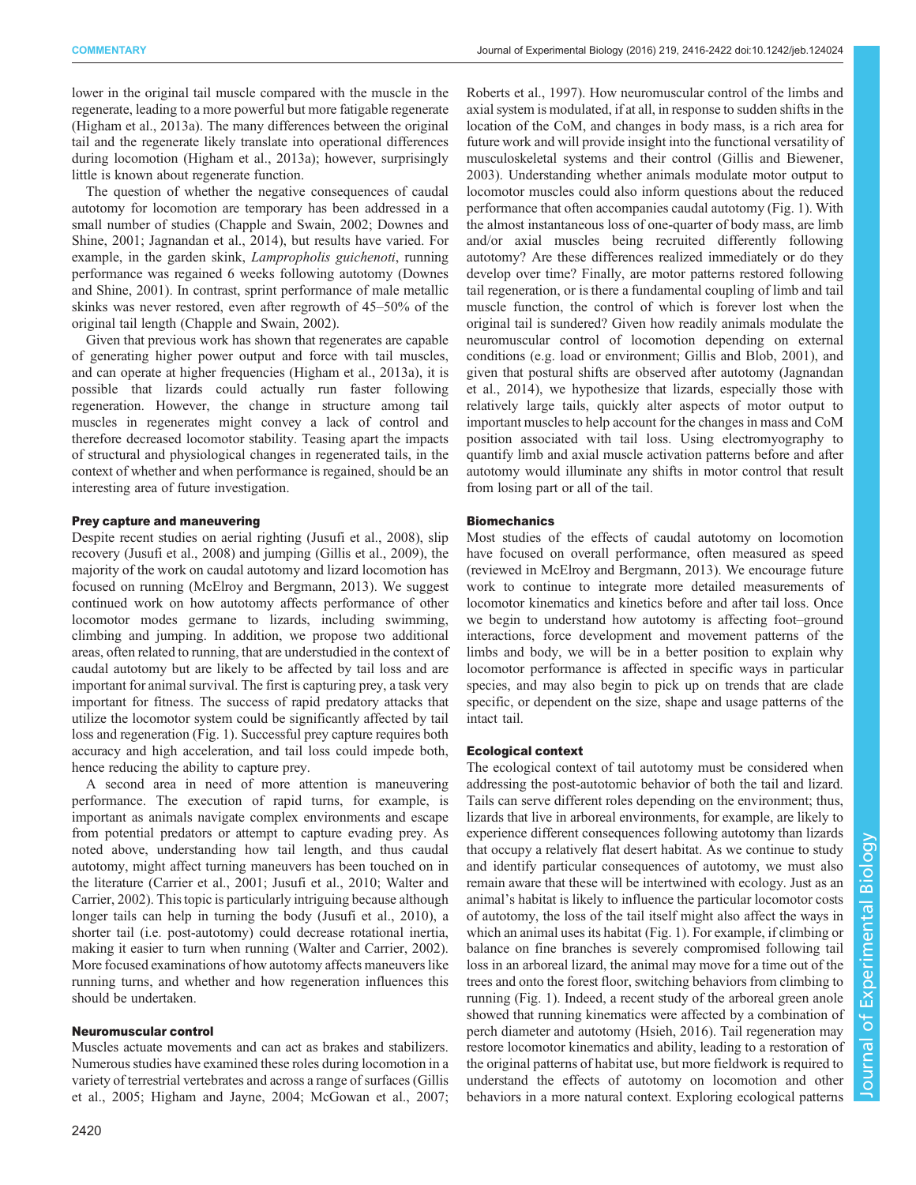lower in the original tail muscle compared with the muscle in the regenerate, leading to a more powerful but more fatigable regenerate (Higham et al., 2013a). The many differences between the original tail and the regenerate likely translate into operational differences during locomotion (Higham et al., 2013a); however, surprisingly little is known about regenerate function.

The question of whether the negative consequences of caudal autotomy for locomotion are temporary has been addressed in a small number of studies (Chapple and Swain, 2002; Downes and Shine, 2001; Jagnandan et al., 2014), but results have varied. For example, in the garden skink, *Lampropholis guichenoti*, running performance was regained 6 weeks following autotomy (Downes and Shine, 2001). In contrast, sprint performance of male metallic skinks was never restored, even after regrowth of 45–50% of the original tail length (Chapple and Swain, 2002).

Given that previous work has shown that regenerates are capable of generating higher power output and force with tail muscles, and can operate at higher frequencies (Higham et al., 2013a), it is possible that lizards could actually run faster following regeneration. However, the change in structure among tail muscles in regenerates might convey a lack of control and therefore decreased locomotor stability. Teasing apart the impacts of structural and physiological changes in regenerated tails, in the context of whether and when performance is regained, should be an interesting area of future investigation.

### Prey capture and maneuvering

Despite recent studies on aerial righting (Jusufi et al., 2008), slip recovery (Jusufi et al., 2008) and jumping (Gillis et al., 2009), the majority of the work on caudal autotomy and lizard locomotion has focused on running (McElroy and Bergmann, 2013). We suggest continued work on how autotomy affects performance of other locomotor modes germane to lizards, including swimming, climbing and jumping. In addition, we propose two additional areas, often related to running, that are understudied in the context of caudal autotomy but are likely to be affected by tail loss and are important for animal survival. The first is capturing prey, a task very important for fitness. The success of rapid predatory attacks that utilize the locomotor system could be significantly affected by tail loss and regeneration (Fig. 1). Successful prey capture requires both accuracy and high acceleration, and tail loss could impede both, hence reducing the ability to capture prey.

A second area in need of more attention is maneuvering performance. The execution of rapid turns, for example, is important as animals navigate complex environments and escape from potential predators or attempt to capture evading prey. As noted above, understanding how tail length, and thus caudal autotomy, might affect turning maneuvers has been touched on in the literature (Carrier et al., 2001; Jusufi et al., 2010; Walter and Carrier, 2002). This topic is particularly intriguing because although longer tails can help in turning the body (Jusufi et al., 2010), a shorter tail (i.e. post-autotomy) could decrease rotational inertia, making it easier to turn when running (Walter and Carrier, 2002). More focused examinations of how autotomy affects maneuvers like running turns, and whether and how regeneration influences this should be undertaken.

### Neuromuscular control

Muscles actuate movements and can act as brakes and stabilizers. Numerous studies have examined these roles during locomotion in a variety of terrestrial vertebrates and across a range of surfaces (Gillis et al., 2005; Higham and Jayne, 2004; McGowan et al., 2007; Roberts et al., 1997). How neuromuscular control of the limbs and axial system is modulated, if at all, in response to sudden shifts in the location of the CoM, and changes in body mass, is a rich area for future work and will provide insight into the functional versatility of musculoskeletal systems and their control (Gillis and Biewener, 2003). Understanding whether animals modulate motor output to locomotor muscles could also inform questions about the reduced performance that often accompanies caudal autotomy (Fig. 1). With the almost instantaneous loss of one-quarter of body mass, are limb and/or axial muscles being recruited differently following autotomy? Are these differences realized immediately or do they develop over time? Finally, are motor patterns restored following tail regeneration, or is there a fundamental coupling of limb and tail muscle function, the control of which is forever lost when the original tail is sundered? Given how readily animals modulate the neuromuscular control of locomotion depending on external conditions (e.g. load or environment; Gillis and Blob, 2001), and given that postural shifts are observed after autotomy (Jagnandan et al., 2014), we hypothesize that lizards, especially those with relatively large tails, quickly alter aspects of motor output to important muscles to help account for the changes in mass and CoM position associated with tail loss. Using electromyography to quantify limb and axial muscle activation patterns before and after autotomy would illuminate any shifts in motor control that result from losing part or all of the tail.

### Biomechanics

Most studies of the effects of caudal autotomy on locomotion have focused on overall performance, often measured as speed (reviewed in McElroy and Bergmann, 2013). We encourage future work to continue to integrate more detailed measurements of locomotor kinematics and kinetics before and after tail loss. Once we begin to understand how autotomy is affecting foot–ground interactions, force development and movement patterns of the limbs and body, we will be in a better position to explain why locomotor performance is affected in specific ways in particular species, and may also begin to pick up on trends that are clade specific, or dependent on the size, shape and usage patterns of the intact tail.

### Ecological context

The ecological context of tail autotomy must be considered when addressing the post-autotomic behavior of both the tail and lizard. Tails can serve different roles depending on the environment; thus, lizards that live in arboreal environments, for example, are likely to experience different consequences following autotomy than lizards that occupy a relatively flat desert habitat. As we continue to study and identify particular consequences of autotomy, we must also remain aware that these will be intertwined with ecology. Just as an animal's habitat is likely to influence the particular locomotor costs of autotomy, the loss of the tail itself might also affect the ways in which an animal uses its habitat (Fig. 1). For example, if climbing or balance on fine branches is severely compromised following tail loss in an arboreal lizard, the animal may move for a time out of the trees and onto the forest floor, switching behaviors from climbing to running (Fig. 1). Indeed, a recent study of the arboreal green anole showed that running kinematics were affected by a combination of perch diameter and autotomy (Hsieh, 2016). Tail regeneration may restore locomotor kinematics and ability, leading to a restoration of the original patterns of habitat use, but more fieldwork is required to understand the effects of autotomy on locomotion and other behaviors in a more natural context. Exploring ecological patterns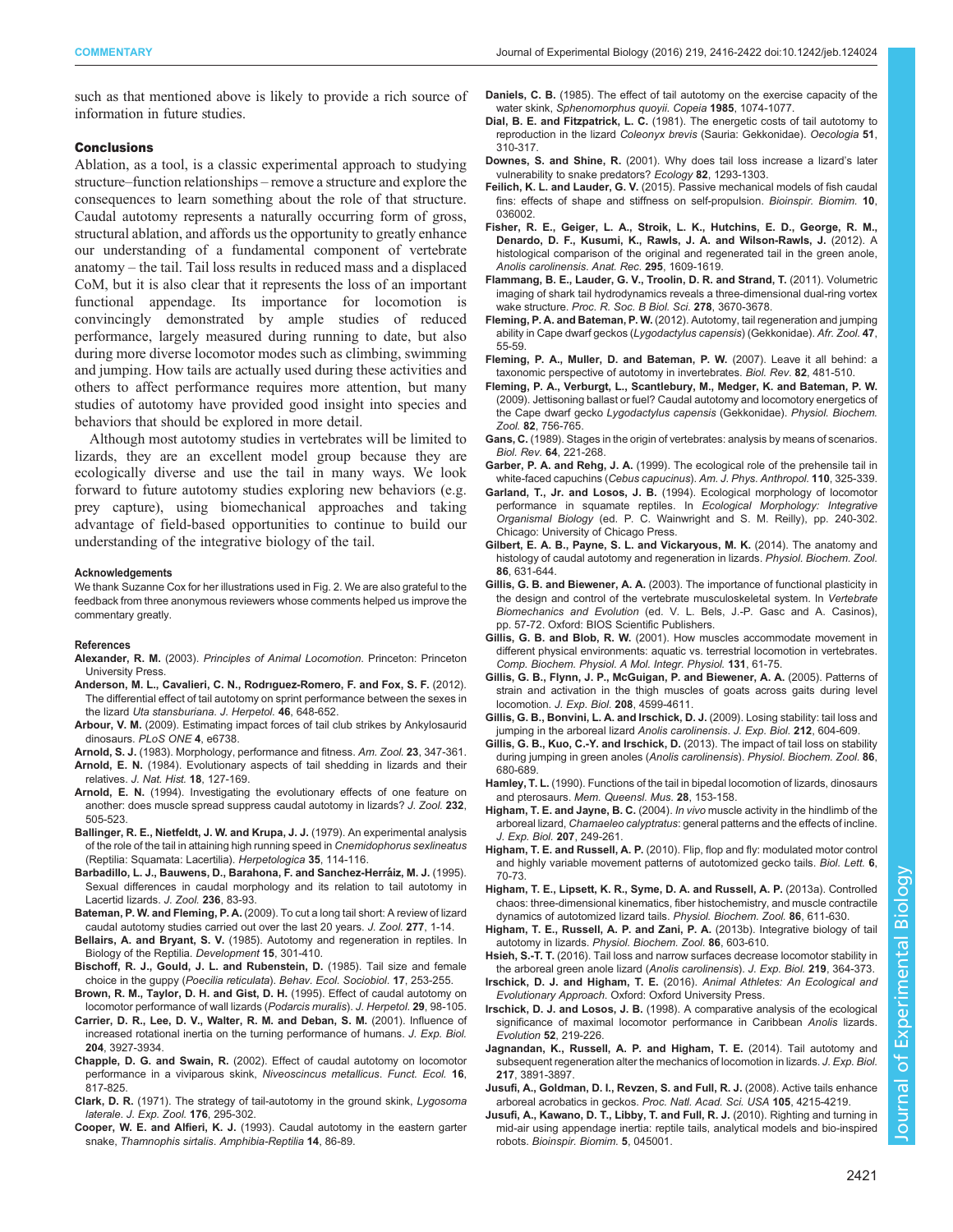such as that mentioned above is likely to provide a rich source of information in future studies.

## Conclusions

Ablation, as a tool, is a classic experimental approach to studying structure–function relationships – remove a structure and explore the consequences to learn something about the role of that structure. Caudal autotomy represents a naturally occurring form of gross, structural ablation, and affords us the opportunity to greatly enhance our understanding of a fundamental component of vertebrate anatomy – the tail. Tail loss results in reduced mass and a displaced CoM, but it is also clear that it represents the loss of an important functional appendage. Its importance for locomotion is convincingly demonstrated by ample studies of reduced performance, largely measured during running to date, but also during more diverse locomotor modes such as climbing, swimming and jumping. How tails are actually used during these activities and others to affect performance requires more attention, but many studies of autotomy have provided good insight into species and behaviors that should be explored in more detail.

Although most autotomy studies in vertebrates will be limited to lizards, they are an excellent model group because they are ecologically diverse and use the tail in many ways. We look forward to future autotomy studies exploring new behaviors (e.g. prey capture), using biomechanical approaches and taking advantage of field-based opportunities to continue to build our understanding of the integrative biology of the tail.

#### Acknowledgements

We thank Suzanne Cox for her illustrations used in Fig. 2. We are also grateful to the feedback from three anonymous reviewers whose comments helped us improve the commentary greatly.

#### References

**Alexander, R. M.** (2003). *Principles of Animal Locomotion*. Princeton: Princeton University Press.

**Anderson, M. L., Cavalieri, C. N., Rodrıguez-Romero, F. and Fox, S. F.** (2012). The differential effect of tail autotomy on sprint performance between the sexes in the lizard *Uta stansburiana*. *J. Herpetol.* **46**, 648-652.

**Arbour, V. M.** (2009). Estimating impact forces of tail club strikes by Ankylosaurid dinosaurs. *PLoS ONE* **4**, e6738.

**Arnold, S. J.** (1983). Morphology, performance and fitness. *Am. Zool.* **23**, 347-361.

**Arnold, E. N.** (1984). Evolutionary aspects of tail shedding in lizards and their relatives. *J. Nat. Hist.* **18**, 127-169.

**Arnold, E. N.** (1994). Investigating the evolutionary effects of one feature on another: does muscle spread suppress caudal autotomy in lizards? *J. Zool.* **232**, 505-523.

**Ballinger, R. E., Nietfeldt, J. W. and Krupa, J. J.** (1979). An experimental analysis of the role of the tail in attaining high running speed in *Cnemidophorus sexlineatus* (Reptilia: Squamata: Lacertilia). *Herpetologica* **35**, 114-116.

**Barbadillo, L. J., Bauwens, D., Barahona, F. and Sanchez-Herráiz, M. J.** (1995). Sexual differences in caudal morphology and its relation to tail autotomy in Lacertid lizards. *J. Zool.* **236**, 83-93.

**Bateman, P. W. and Fleming, P. A.** (2009). To cut a long tail short: A review of lizard caudal autotomy studies carried out over the last 20 years. *J. Zool.* **277**, 1-14.

**Bellairs, A. and Bryant, S. V.** (1985). Autotomy and regeneration in reptiles. In Biology of the Reptilia. *Development* **15**, 301-410.

**Bischoff, R. J., Gould, J. L. and Rubenstein, D.** (1985). Tail size and female choice in the guppy (*Poecilia reticulata*). *Behav. Ecol. Sociobiol.* **17**, 253-255.

**Brown, R. M., Taylor, D. H. and Gist, D. H.** (1995). Effect of caudal autotomy on locomotor performance of wall lizards (*Podarcis muralis*). *J. Herpetol.* **29**, 98-105.

**Carrier, D. R., Lee, D. V., Walter, R. M. and Deban, S. M.** (2001). Influence of increased rotational inertia on the turning performance of humans. *J. Exp. Biol.* **204**, 3927-3934.

**Chapple, D. G. and Swain, R.** (2002). Effect of caudal autotomy on locomotor performance in a viviparous skink, *Niveoscincus metallicus*. *Funct. Ecol.* **16**, 817-825.

**Clark, D. R.** (1971). The strategy of tail-autotomy in the ground skink, *Lygosoma laterale*. *J. Exp. Zool.* **176**, 295-302.

**Cooper, W. E. and Alfieri, K. J.** (1993). Caudal autotomy in the eastern garter snake, *Thamnophis sirtalis*. *Amphibia-Reptilia* **14**, 86-89.

**Daniels, C. B.** (1985). The effect of tail autotomy on the exercise capacity of the water skink, *Sphenomorphus quoyii*. *Copeia* **1985**, 1074-1077.

**Dial, B. E. and Fitzpatrick, L. C.** (1981). The energetic costs of tail autotomy to reproduction in the lizard *Coleonyx brevis* (Sauria: Gekkonidae). *Oecologia* **51**, 310-317.

**Downes, S. and Shine, R.** (2001). Why does tail loss increase a lizard's later vulnerability to snake predators? *Ecology* **82**, 1293-1303.

**Feilich, K. L. and Lauder, G. V.** (2015). Passive mechanical models of fish caudal fins: effects of shape and stiffness on self-propulsion. *Bioinspir. Biomim.* **10**, 036002.

**Fisher, R. E., Geiger, L. A., Stroik, L. K., Hutchins, E. D., George, R. M., Denardo, D. F., Kusumi, K., Rawls, J. A. and Wilson-Rawls, J.** (2012). A histological comparison of the original and regenerated tail in the green anole, *Anolis carolinensis*. *Anat. Rec.* **295**, 1609-1619.

**Flammang, B. E., Lauder, G. V., Troolin, D. R. and Strand, T.** (2011). Volumetric imaging of shark tail hydrodynamics reveals a three-dimensional dual-ring vortex wake structure. *Proc. R. Soc. B Biol. Sci.* **278**, 3670-3678.

**Fleming, P. A. and Bateman, P. W.** (2012). Autotomy, tail regeneration and jumping ability in Cape dwarf geckos (*Lygodactylus capensis*) (Gekkonidae). *Afr. Zool.* **47**, 55-59.

**Fleming, P. A., Muller, D. and Bateman, P. W.** (2007). Leave it all behind: a taxonomic perspective of autotomy in invertebrates. *Biol. Rev.* **82**, 481-510.

**Fleming, P. A., Verburgt, L., Scantlebury, M., Medger, K. and Bateman, P. W.** (2009). Jettisoning ballast or fuel? Caudal autotomy and locomotory energetics of the Cape dwarf gecko *Lygodactylus capensis* (Gekkonidae). *Physiol. Biochem. Zool.* **82**, 756-765.

**Gans, C.** (1989). Stages in the origin of vertebrates: analysis by means of scenarios. *Biol. Rev.* **64**, 221-268.

**Garber, P. A. and Rehg, J. A.** (1999). The ecological role of the prehensile tail in white-faced capuchins (*Cebus capucinus*). *Am. J. Phys. Anthropol.* **110**, 325-339.

**Garland, T., Jr. and Losos, J. B.** (1994). Ecological morphology of locomotor performance in squamate reptiles. In *Ecological Morphology: Integrative Organismal Biology* (ed. P. C. Wainwright and S. M. Reilly), pp. 240-302. Chicago: University of Chicago Press.

**Gilbert, E. A. B., Payne, S. L. and Vickaryous, M. K.** (2014). The anatomy and histology of caudal autotomy and regeneration in lizards. *Physiol. Biochem. Zool.* **86**, 631-644.

**Gillis, G. B. and Biewener, A. A.** (2003). The importance of functional plasticity in the design and control of the vertebrate musculoskeletal system. In *Vertebrate Biomechanics and Evolution* (ed. V. L. Bels, J.-P. Gasc and A. Casinos), pp. 57-72. Oxford: BIOS Scientific Publishers.

**Gillis, G. B. and Blob, R. W.** (2001). How muscles accommodate movement in different physical environments: aquatic vs. terrestrial locomotion in vertebrates. *Comp. Biochem. Physiol. A Mol. Integr. Physiol.* **131**, 61-75.

**Gillis, G. B., Flynn, J. P., McGuigan, P. and Biewener, A. A.** (2005). Patterns of strain and activation in the thigh muscles of goats across gaits during level locomotion. *J. Exp. Biol.* **208**, 4599-4611.

**Gillis, G. B., Bonvini, L. A. and Irschick, D. J.** (2009). Losing stability: tail loss and jumping in the arboreal lizard *Anolis carolinensis*. *J. Exp. Biol.* **212**, 604-609.

**Gillis, G. B., Kuo, C.-Y. and Irschick, D.** (2013). The impact of tail loss on stability during jumping in green anoles (*Anolis carolinensis*). *Physiol. Biochem. Zool.* **86**, 680-689.

**Hamley, T. L.** (1990). Functions of the tail in bipedal locomotion of lizards, dinosaurs and pterosaurs. *Mem. Queensl. Mus.* **28**, 153-158.

**Higham, T. E. and Jayne, B. C.** (2004). *In vivo* muscle activity in the hindlimb of the arboreal lizard, *Chamaeleo calyptratus*: general patterns and the effects of incline. *J. Exp. Biol.* **207**, 249-261.

**Higham, T. E. and Russell, A. P.** (2010). Flip, flop and fly: modulated motor control and highly variable movement patterns of autotomized gecko tails. *Biol. Lett.* **6**, 70-73.

**Higham, T. E., Lipsett, K. R., Syme, D. A. and Russell, A. P.** (2013a). Controlled chaos: three-dimensional kinematics, fiber histochemistry, and muscle contractile dynamics of autotomized lizard tails. *Physiol. Biochem. Zool.* **86**, 611-630.

**Higham, T. E., Russell, A. P. and Zani, P. A.** (2013b). Integrative biology of tail autotomy in lizards. *Physiol. Biochem. Zool.* **86**, 603-610.

**Hsieh, S.-T. T.** (2016). Tail loss and narrow surfaces decrease locomotor stability in the arboreal green anole lizard (*Anolis carolinensis*). *J. Exp. Biol.* **219**, 364-373.

**Irschick, D. J. and Higham, T. E.** (2016). *Animal Athletes: An Ecological and Evolutionary Approach*. Oxford: Oxford University Press.

**Irschick, D. J. and Losos, J. B.** (1998). A comparative analysis of the ecological significance of maximal locomotor performance in Caribbean *Anolis* lizards. *Evolution* **52**, 219-226.

**Jagnandan, K., Russell, A. P. and Higham, T. E.** (2014). Tail autotomy and subsequent regeneration alter the mechanics of locomotion in lizards. *J. Exp. Biol.* **217**, 3891-3897.

**Jusufi, A., Goldman, D. I., Revzen, S. and Full, R. J.** (2008). Active tails enhance arboreal acrobatics in geckos. *Proc. Natl. Acad. Sci. USA* **105**, 4215-4219.

**Jusufi, A., Kawano, D. T., Libby, T. and Full, R. J.** (2010). Righting and turning in mid-air using appendage inertia: reptile tails, analytical models and bio-inspired robots. *Bioinspir. Biomim.* **5**, 045001.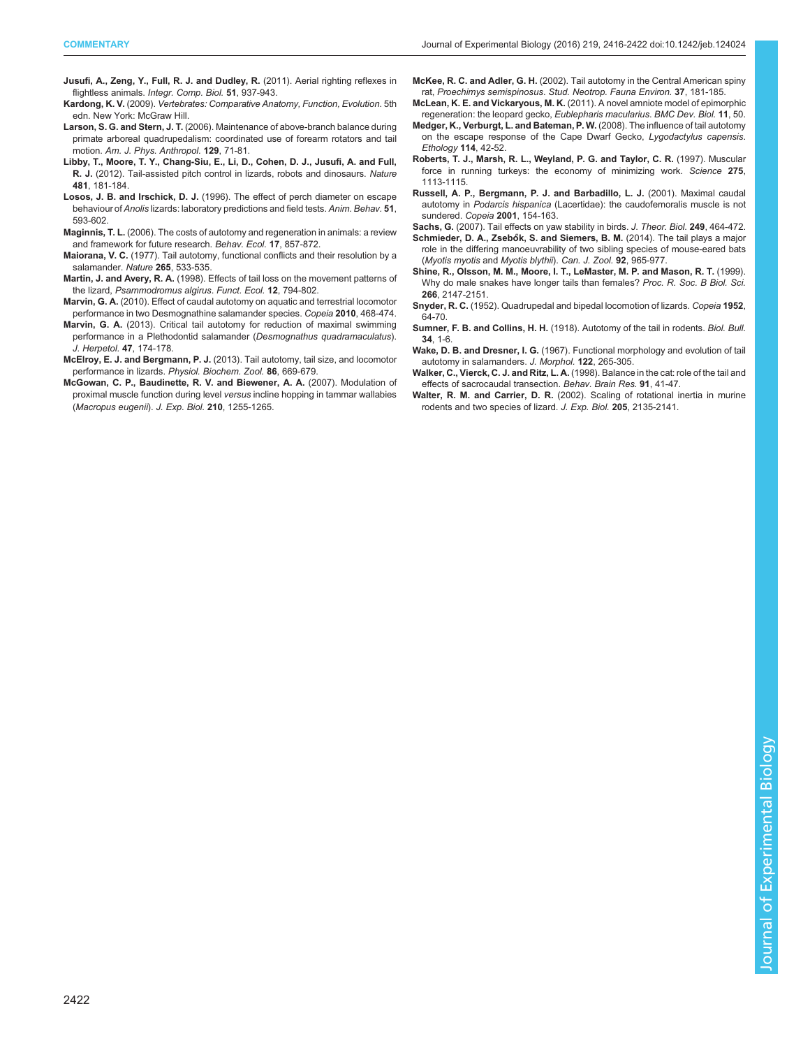**Jusufi, A., Zeng, Y., Full, R. J. and Dudley, R.** (2011). Aerial righting reflexes in flightless animals. *Integr. Comp. Biol.* **51**, 937-943.

**Kardong, K. V.** (2009). *Vertebrates: Comparative Anatomy, Function, Evolution*. 5th edn. New York: McGraw Hill.

**Larson, S. G. and Stern, J. T.** (2006). Maintenance of above-branch balance during primate arboreal quadrupedalism: coordinated use of forearm rotators and tail motion. *Am. J. Phys. Anthropol.* **129**, 71-81.

**Libby, T., Moore, T. Y., Chang-Siu, E., Li, D., Cohen, D. J., Jusufi, A. and Full, R. J.** (2012). Tail-assisted pitch control in lizards, robots and dinosaurs. *Nature* **481**, 181-184.

**Losos, J. B. and Irschick, D. J.** (1996). The effect of perch diameter on escape behaviour of *Anolis* lizards: laboratory predictions and field tests. *Anim. Behav.* **51**, 593-602.

**Maginnis, T. L.** (2006). The costs of autotomy and regeneration in animals: a review and framework for future research. *Behav. Ecol.* **17**, 857-872.

**Maiorana, V. C.** (1977). Tail autotomy, functional conflicts and their resolution by a salamander. *Nature* **265**, 533-535.

**Martin, J. and Avery, R. A.** (1998). Effects of tail loss on the movement patterns of the lizard, *Psammodromus algirus*. *Funct. Ecol.* **12**, 794-802.

**Marvin, G. A.** (2010). Effect of caudal autotomy on aquatic and terrestrial locomotor performance in two Desmognathine salamander species. *Copeia* **2010**, 468-474.

**Marvin, G. A.** (2013). Critical tail autotomy for reduction of maximal swimming performance in a Plethodontid salamander (*Desmognathus quadramaculatus*). *J. Herpetol.* **47**, 174-178.

**McElroy, E. J. and Bergmann, P. J.** (2013). Tail autotomy, tail size, and locomotor performance in lizards. *Physiol. Biochem. Zool.* **86**, 669-679.

**McGowan, C. P., Baudinette, R. V. and Biewener, A. A.** (2007). Modulation of proximal muscle function during level *versus* incline hopping in tammar wallabies (*Macropus eugenii*). *J. Exp. Biol.* **210**, 1255-1265.

**McKee, R. C. and Adler, G. H.** (2002). Tail autotomy in the Central American spiny rat, *Proechimys semispinosus*. *Stud. Neotrop. Fauna Environ.* **37**, 181-185.

**McLean, K. E. and Vickaryous, M. K.** (2011). A novel amniote model of epimorphic regeneration: the leopard gecko, *Eublepharis macularius*. *BMC Dev. Biol.* **11**, 50.

**Medger, K., Verburgt, L. and Bateman, P. W.** (2008). The influence of tail autotomy on the escape response of the Cape Dwarf Gecko, *Lygodactylus capensis*. *Ethology* **114**, 42-52.

**Roberts, T. J., Marsh, R. L., Weyland, P. G. and Taylor, C. R.** (1997). Muscular force in running turkeys: the economy of minimizing work. *Science* **275**, 1113-1115.

**Russell, A. P., Bergmann, P. J. and Barbadillo, L. J.** (2001). Maximal caudal autotomy in *Podarcis hispanica* (Lacertidae): the caudofemoralis muscle is not sundered. *Copeia* **2001**, 154-163.

**Sachs, G.** (2007). Tail effects on yaw stability in birds. *J. Theor. Biol.* **249**, 464-472.

**Schmieder, D. A., Zsebők, S. and Siemers, B. M.** (2014). The tail plays a major role in the differing manoeuvrability of two sibling species of mouse-eared bats (*Myotis myotis* and *Myotis blythii*). *Can. J. Zool.* **92**, 965-977.

**Shine, R., Olsson, M. M., Moore, I. T., LeMaster, M. P. and Mason, R. T.** (1999). Why do male snakes have longer tails than females? *Proc. R. Soc. B Biol. Sci.* **266**, 2147-2151.

**Snyder, R. C.** (1952). Quadrupedal and bipedal locomotion of lizards. *Copeia* **1952**, 64-70.

**Sumner, F. B. and Collins, H. H.** (1918). Autotomy of the tail in rodents. *Biol. Bull.* **34**, 1-6.

**Wake, D. B. and Dresner, I. G.** (1967). Functional morphology and evolution of tail autotomy in salamanders. *J. Morphol.* **122**, 265-305.

**Walker, C., Vierck, C. J. and Ritz, L. A.** (1998). Balance in the cat: role of the tail and effects of sacrocaudal transection. *Behav. Brain Res.* **91**, 41-47.

**Walter, R. M. and Carrier, D. R.** (2002). Scaling of rotational inertia in murine rodents and two species of lizard. *J. Exp. Biol.* **205**, 2135-2141.